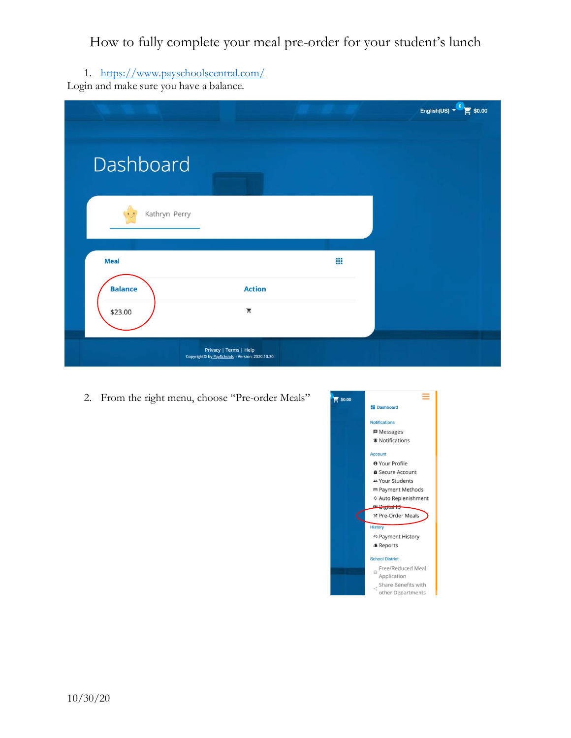# How to fully complete your meal pre-order for your student's lunch

1. https://www.payschoolscentral.com/

Login and make sure you have a balance.

2. From the right menu, choose "Pre-order Meals"

10/30/20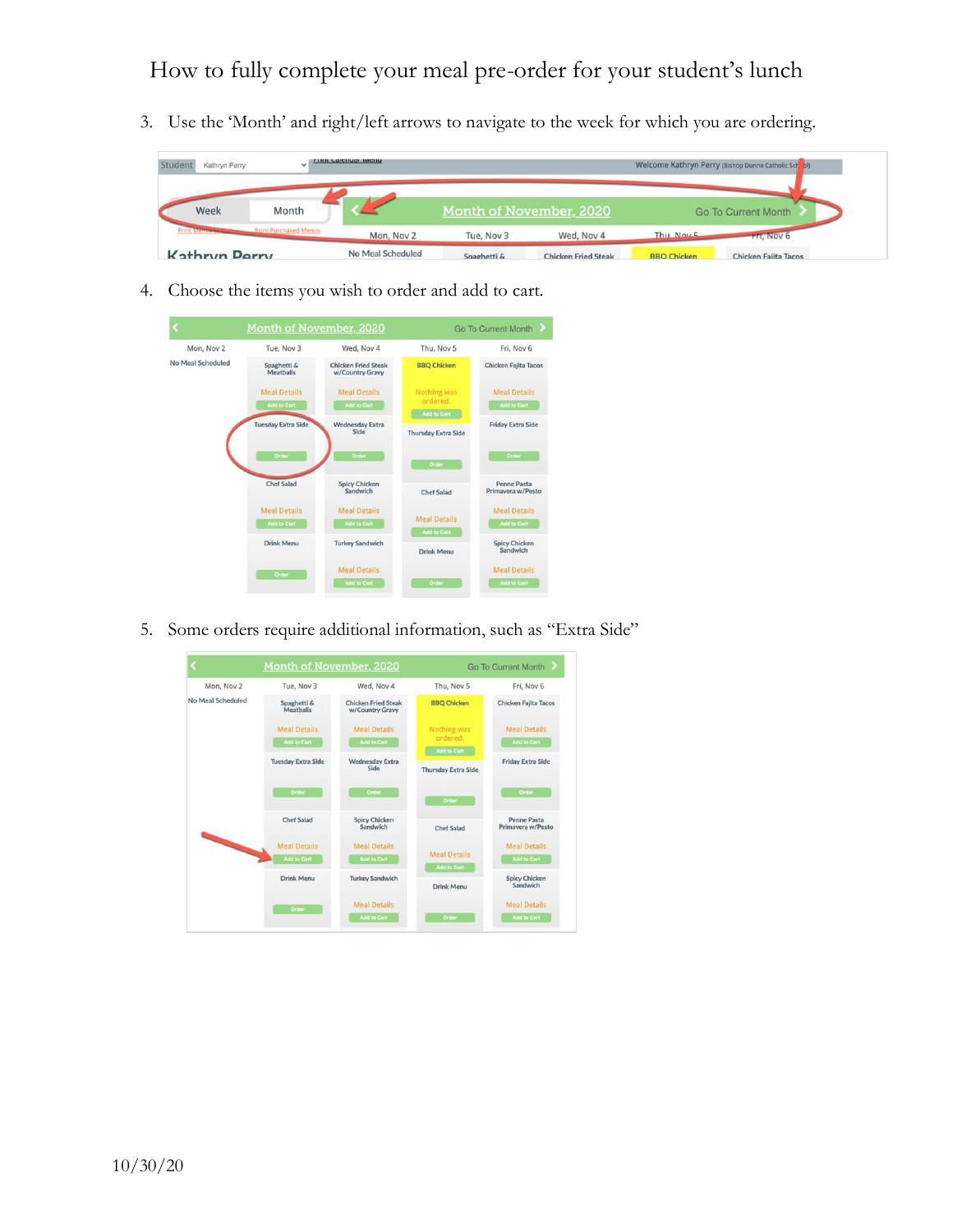# How to fully complete your meal pre-order for your student's lunch

3. Use the 'Month' and right/left arrows to navigate to the week for which you are ordering.

4. Choose the items you wish to order and add to cart.

5. Some orders require additional information, such as "Extra Side"

10/30/20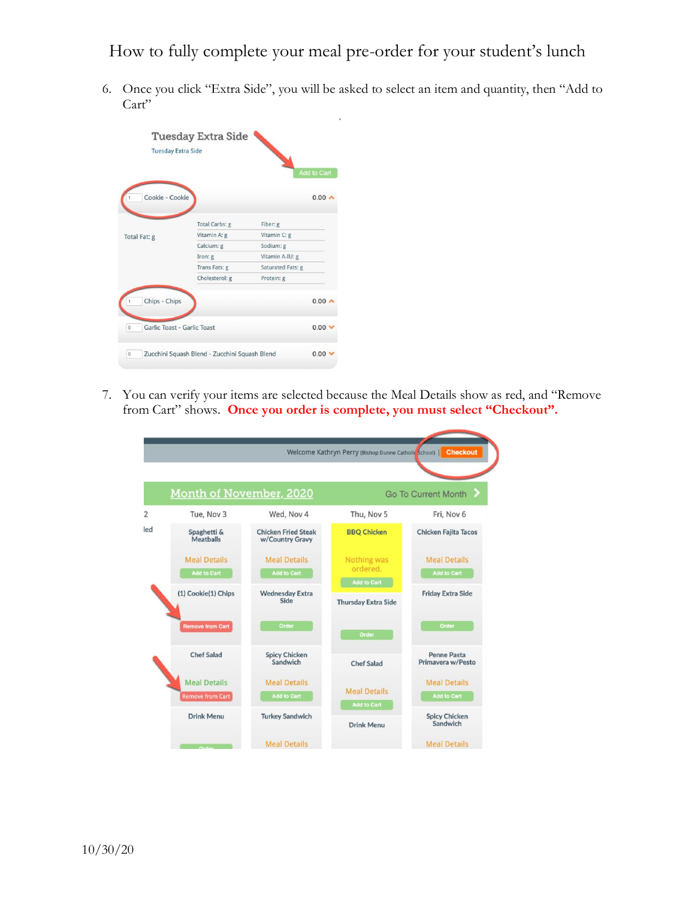# How to fully complete your meal pre-order for your student's lunch

6. Once you click "Extra Side", you will be asked to select an item and quantity, then "Add to Cart"

7. You can verify your items are selected because the Meal Details show as red, and "Remove from Cart" shows. **Once you order is complete, you must select "Checkout".**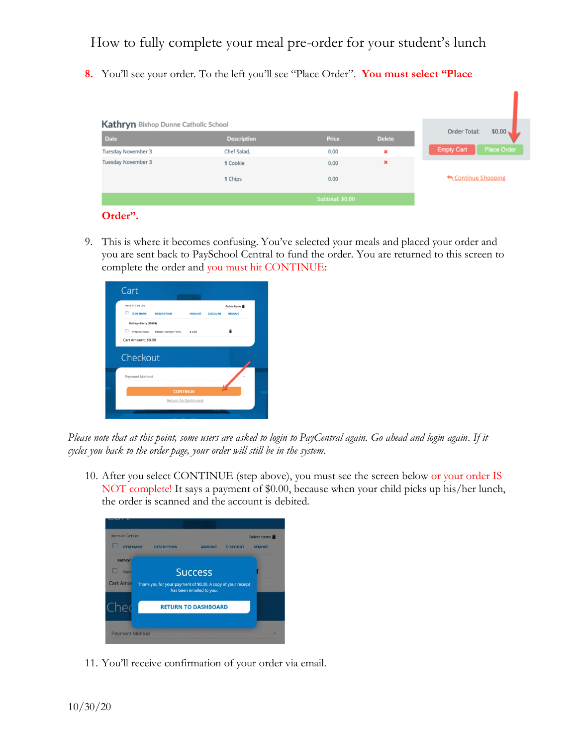# How to fully complete your meal pre-order for your student's lunch

8. You'll see your order. To the left you'll see "Place Order". **You must select "Place Order".**

9. This is where it becomes confusing. You've selected your meals and placed your order and you are sent back to PaySchool Central to fund the order. You are returned to this screen to complete the order and you must hit CONTINUE:

*Please note that at this point, some users are asked to login to PayCentral again. Go ahead and login again. If it cycles you back to the order page, your order will still be in the system.*

10. After you select CONTINUE (step above), you must see the screen below or your order IS NOT complete! It says a payment of $0.00, because when your child picks up his/her lunch, the order is scanned and the account is debited.

11. You'll receive confirmation of your order via email.

10/30/20